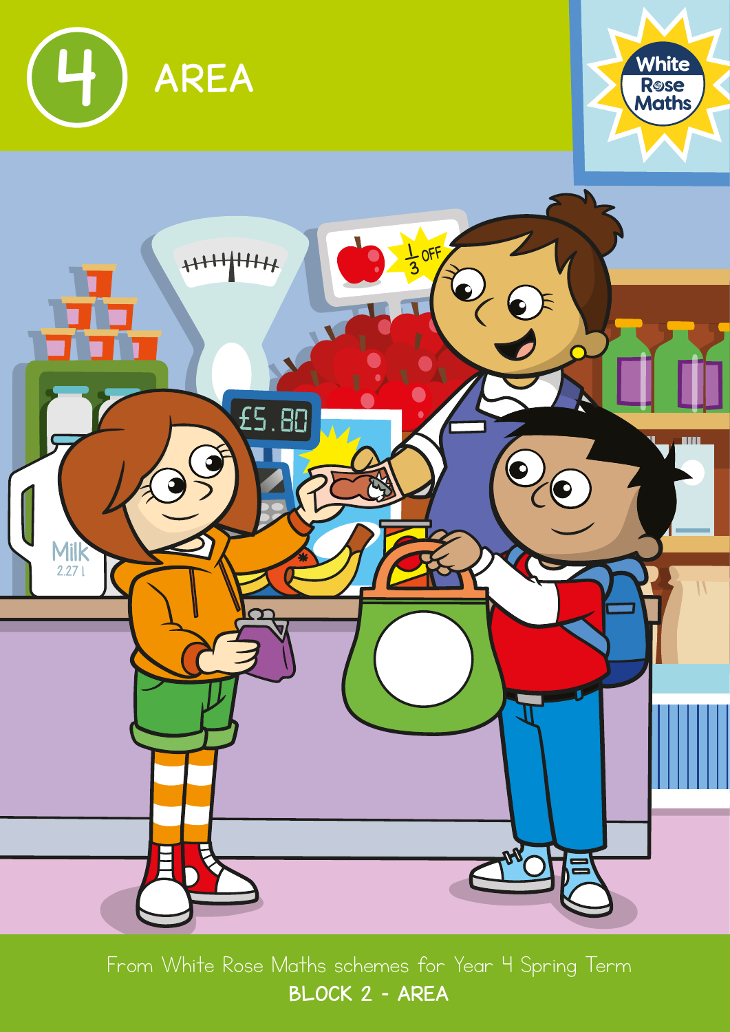# 4 AREA

From White Rose Maths schemes for Year 4 Spring Term

**BLOCK 2 - AREA**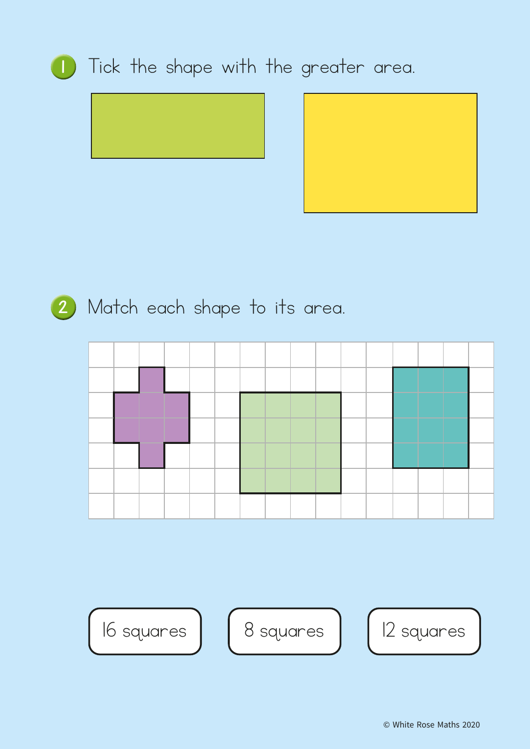1. Tick the shape with the greater area.

2. Match each shape to its area.

16 squares

8 squares

12 squares

© White Rose Maths 2020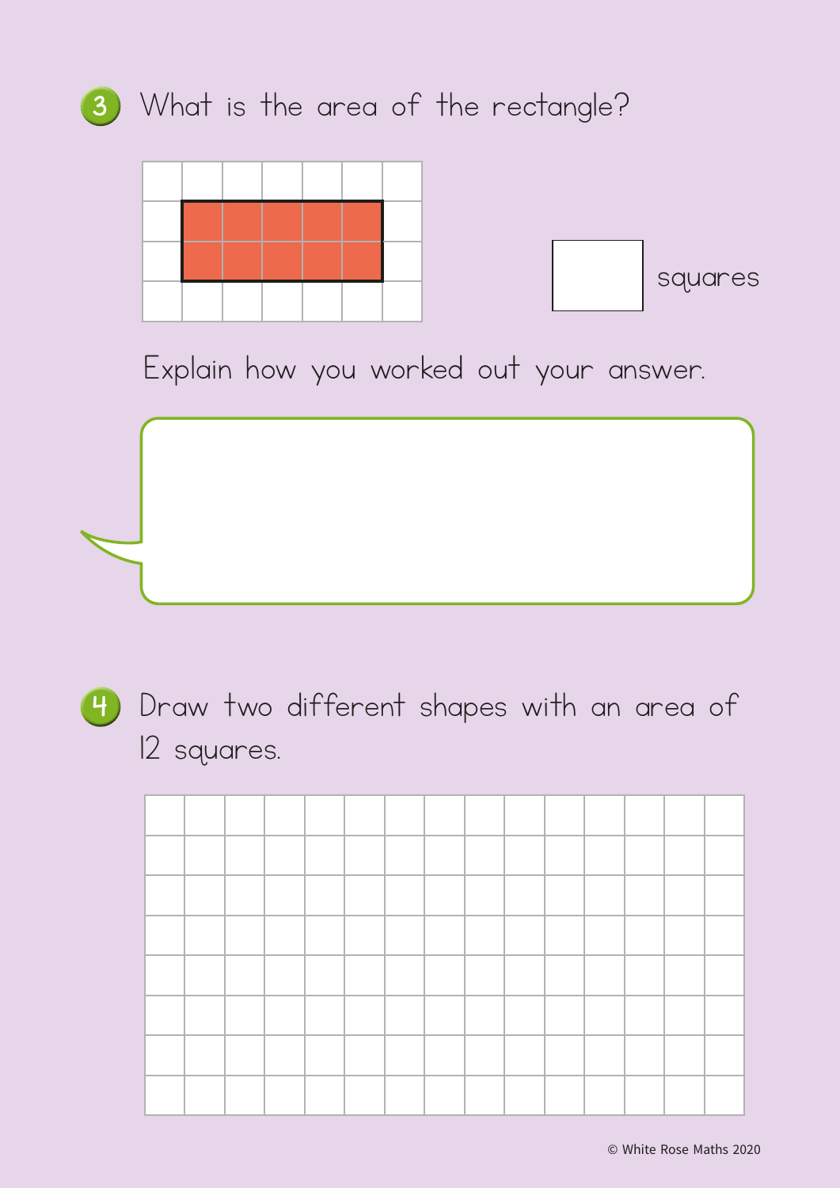3. What is the area of the rectangle?

squares

Explain how you worked out your answer.

4. Draw two different shapes with an area of 12 squares.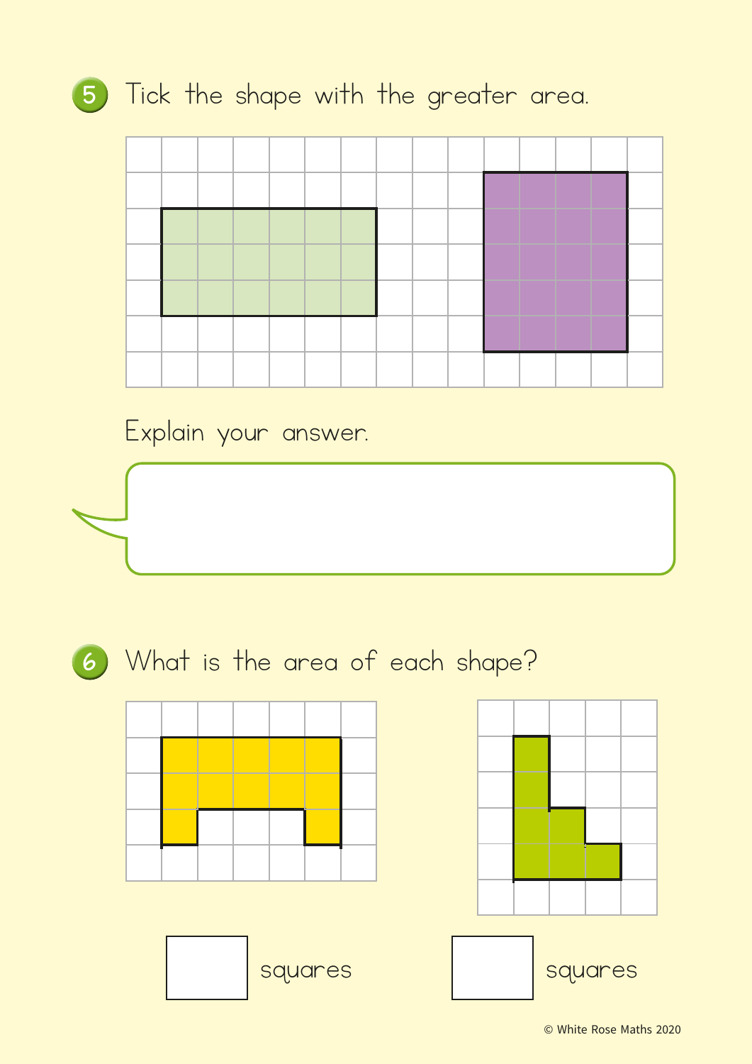5. Tick the shape with the greater area.

Explain your answer.

6. What is the area of each shape?

☐ squares ☐ squares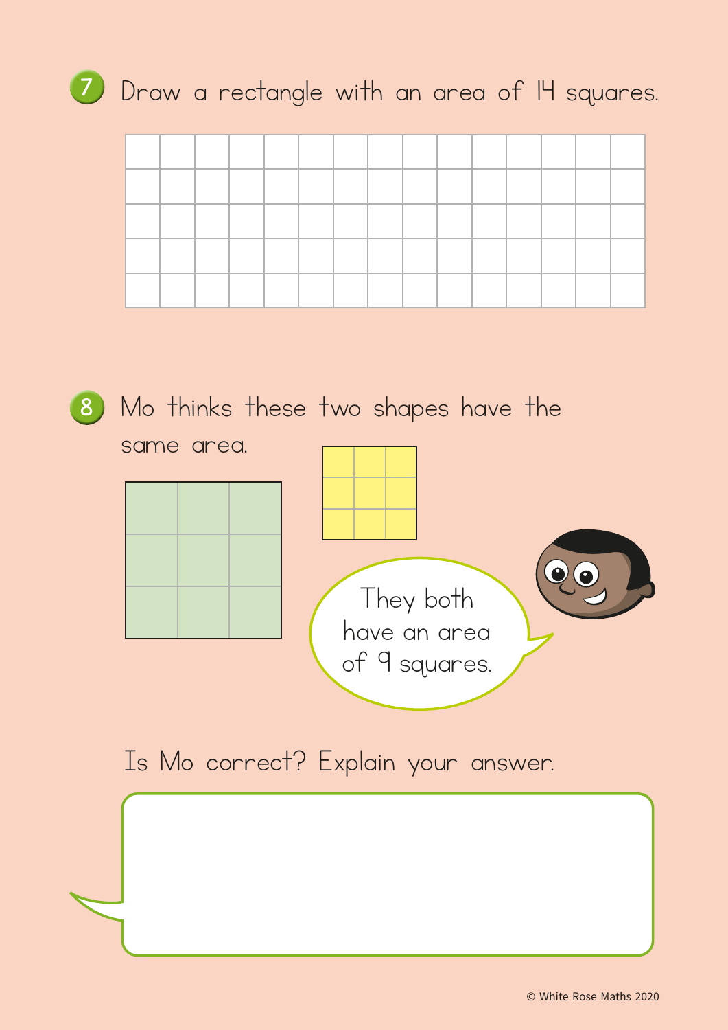7. Draw a rectangle with an area of 14 squares.

8. Mo thinks these two shapes have the same area.

They both have an area of 9 squares.

Is Mo correct? Explain your answer.

© White Rose Maths 2020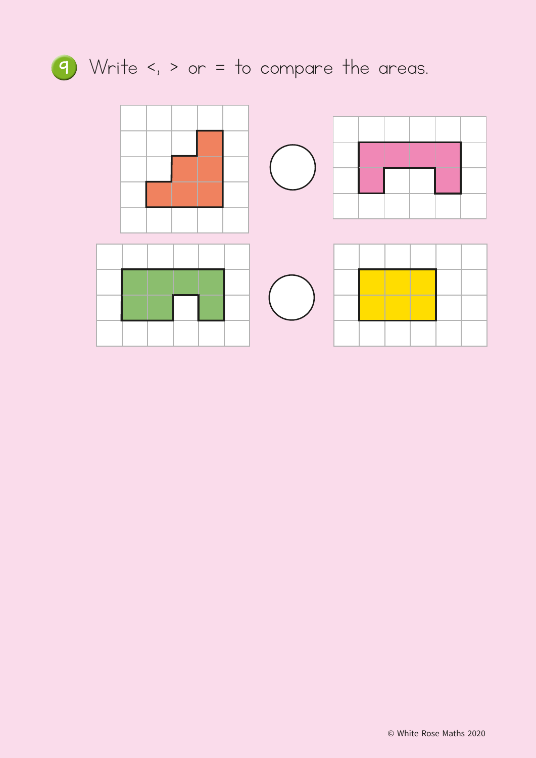9. Write <, > or = to compare the areas.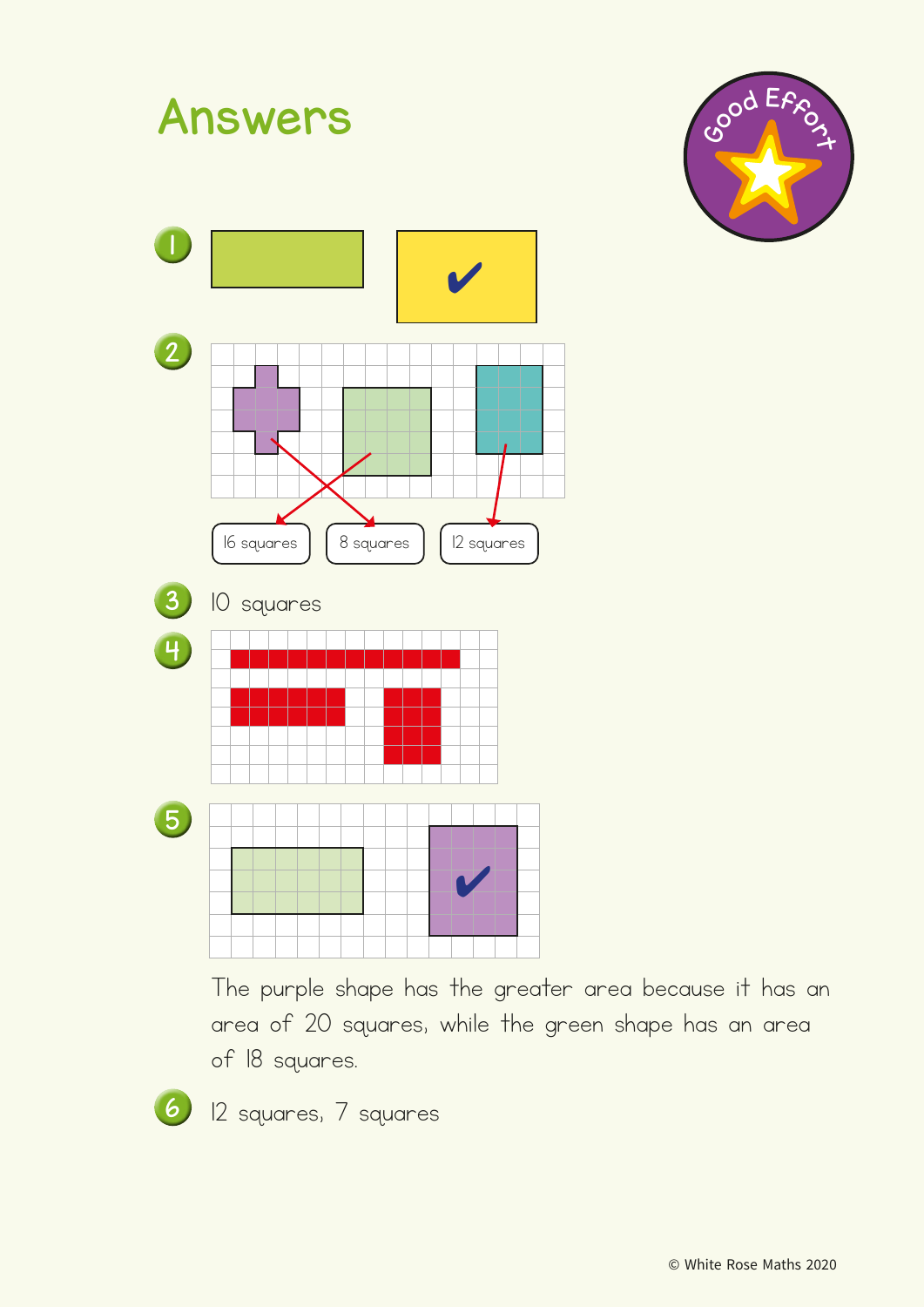# Answers

Good Effort

1. ✔

2. 16 squares, 8 squares, 12 squares

3. 10 squares

4.

5. ✔

The purple shape has the greater area because it has an area of 20 squares, while the green shape has an area of 18 squares.

6. 12 squares, 7 squares

© White Rose Maths 2020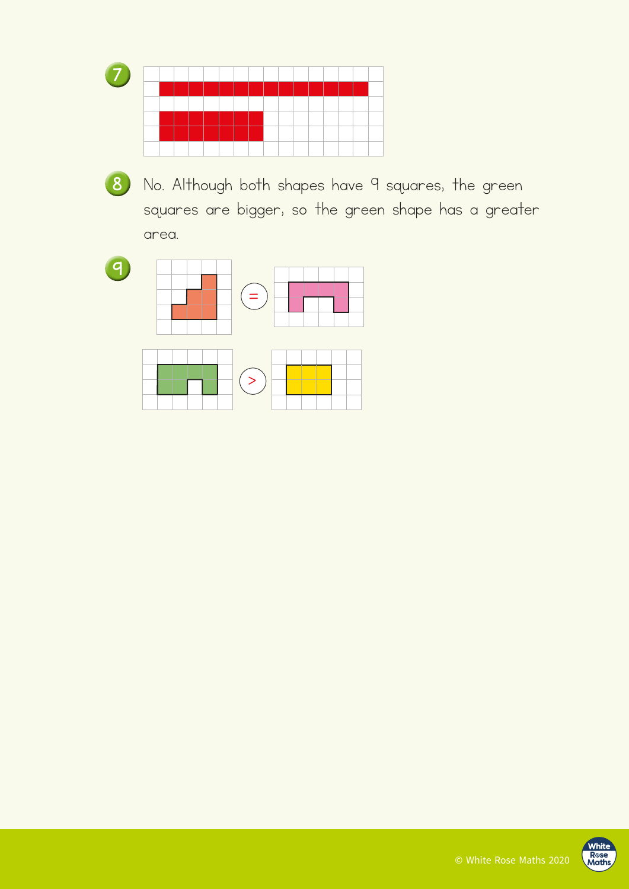7

8 No. Although both shapes have 9 squares, the green squares are bigger, so the green shape has a greater area.

9

=

>